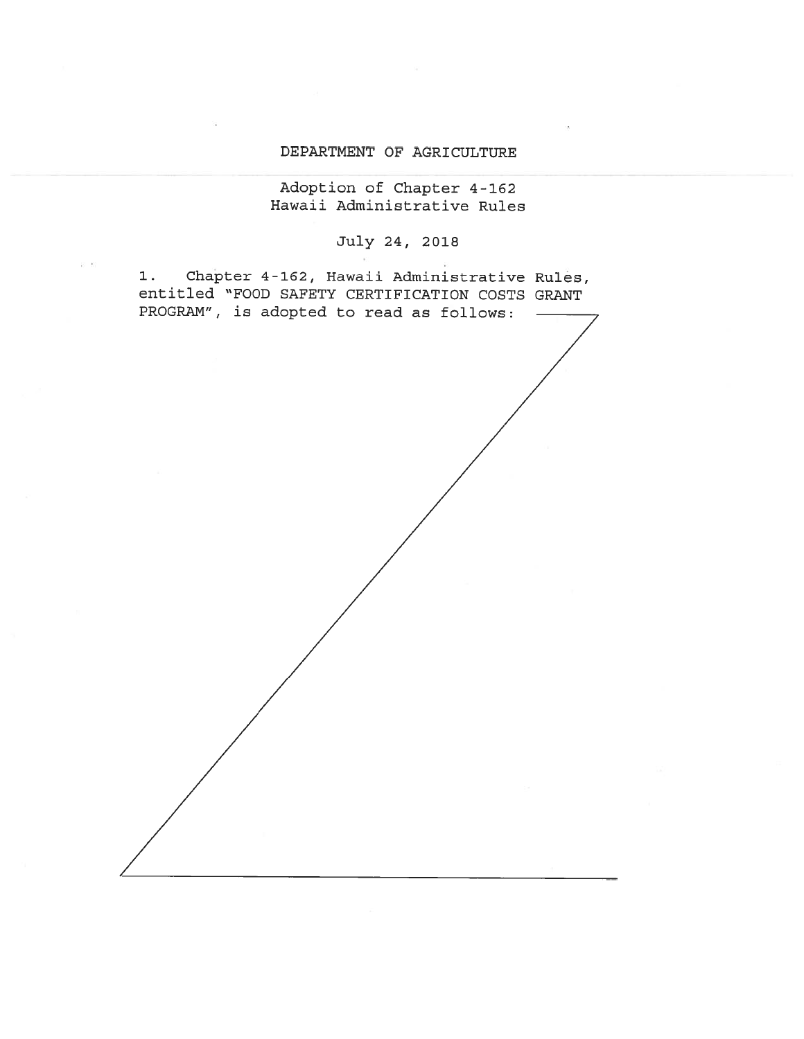DEPARTMENT OF AGRICULTURE

Adoption of Chapter 4-162
Hawaii Administrative Rules

July 24, 2018

1. Chapter 4-162, Hawaii Administrative Rules, entitled "FOOD SAFETY CERTIFICATION COSTS GRANT PROGRAM", is adopted to read as follows: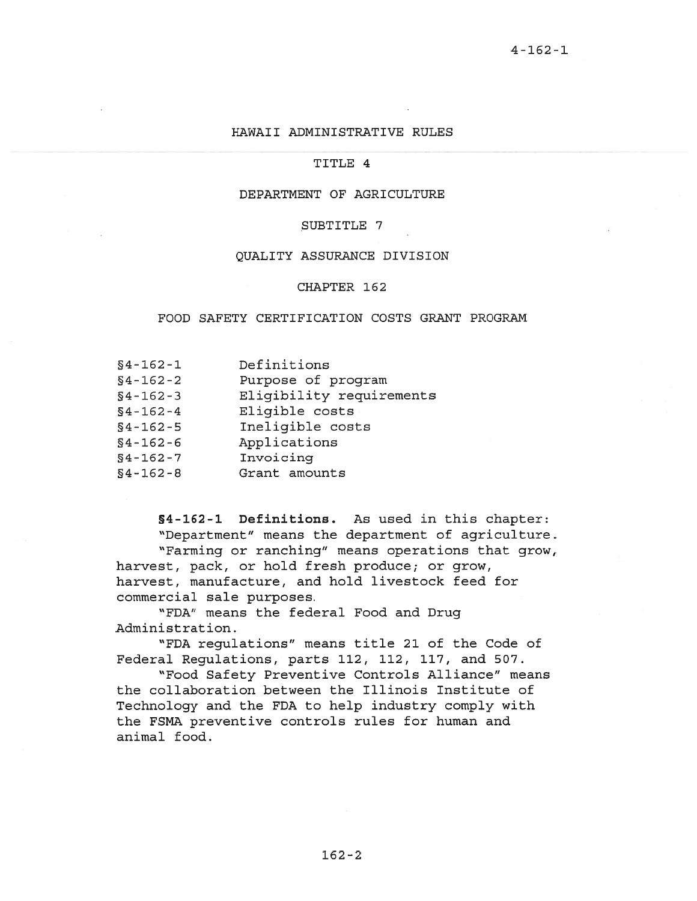# HAWAII ADMINISTRATIVE RULES

## TITLE 4

## DEPARTMENT OF AGRICULTURE

## SUBTITLE 7

## QUALITY ASSURANCE DIVISION

## CHAPTER 162

## FOOD SAFETY CERTIFICATION COSTS GRANT PROGRAM

| | |
|---|---|
| §4-162-1 | Definitions |
| §4-162-2 | Purpose of program |
| §4-162-3 | Eligibility requirements |
| §4-162-4 | Eligible costs |
| §4-162-5 | Ineligible costs |
| §4-162-6 | Applications |
| §4-162-7 | Invoicing |
| §4-162-8 | Grant amounts |

**§4-162-1 Definitions.** As used in this chapter:

"Department" means the department of agriculture.

"Farming or ranching" means operations that grow, harvest, pack, or hold fresh produce; or grow, harvest, manufacture, and hold livestock feed for commercial sale purposes.

"FDA" means the federal Food and Drug Administration.

"FDA regulations" means title 21 of the Code of Federal Regulations, parts 112, 112, 117, and 507.

"Food Safety Preventive Controls Alliance" means the collaboration between the Illinois Institute of Technology and the FDA to help industry comply with the FSMA preventive controls rules for human and animal food.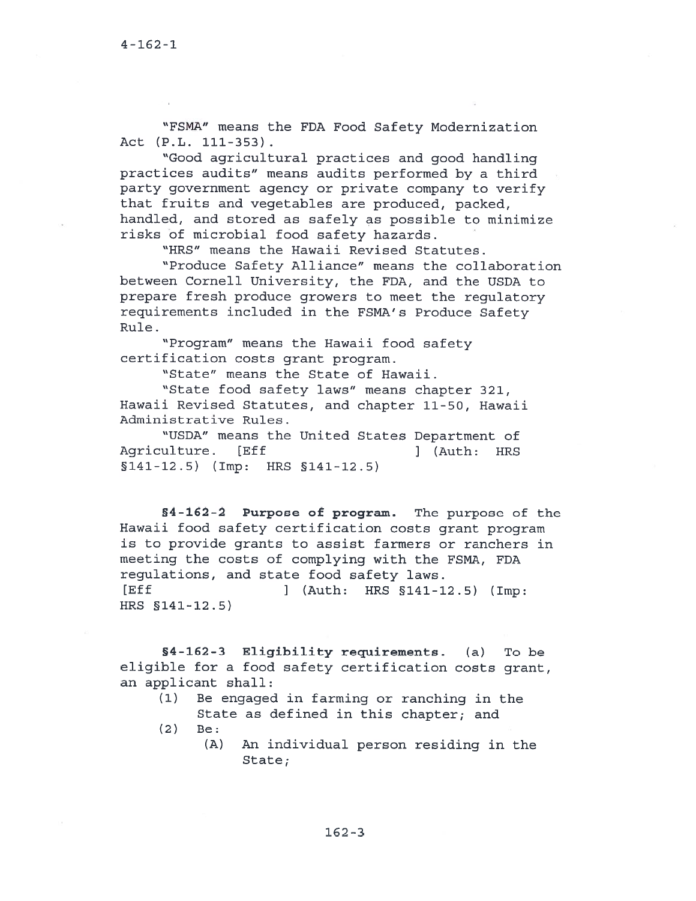"FSMA" means the FDA Food Safety Modernization Act (P.L. 111-353).

"Good agricultural practices and good handling practices audits" means audits performed by a third party government agency or private company to verify that fruits and vegetables are produced, packed, handled, and stored as safely as possible to minimize risks of microbial food safety hazards.

"HRS" means the Hawaii Revised Statutes.

"Produce Safety Alliance" means the collaboration between Cornell University, the FDA, and the USDA to prepare fresh produce growers to meet the regulatory requirements included in the FSMA's Produce Safety Rule.

"Program" means the Hawaii food safety certification costs grant program.

"State" means the State of Hawaii.

"State food safety laws" means chapter 321, Hawaii Revised Statutes, and chapter 11-50, Hawaii Administrative Rules.

"USDA" means the United States Department of Agriculture. [Eff ] (Auth: HRS §141-12.5) (Imp: HRS §141-12.5)

**§4-162-2 Purpose of program.** The purpose of the Hawaii food safety certification costs grant program is to provide grants to assist farmers or ranchers in meeting the costs of complying with the FSMA, FDA regulations, and state food safety laws. [Eff ] (Auth: HRS §141-12.5) (Imp: HRS §141-12.5)

**§4-162-3 Eligibility requirements.** (a) To be eligible for a food safety certification costs grant, an applicant shall:

(1) Be engaged in farming or ranching in the State as defined in this chapter; and

(2) Be:

(A) An individual person residing in the State;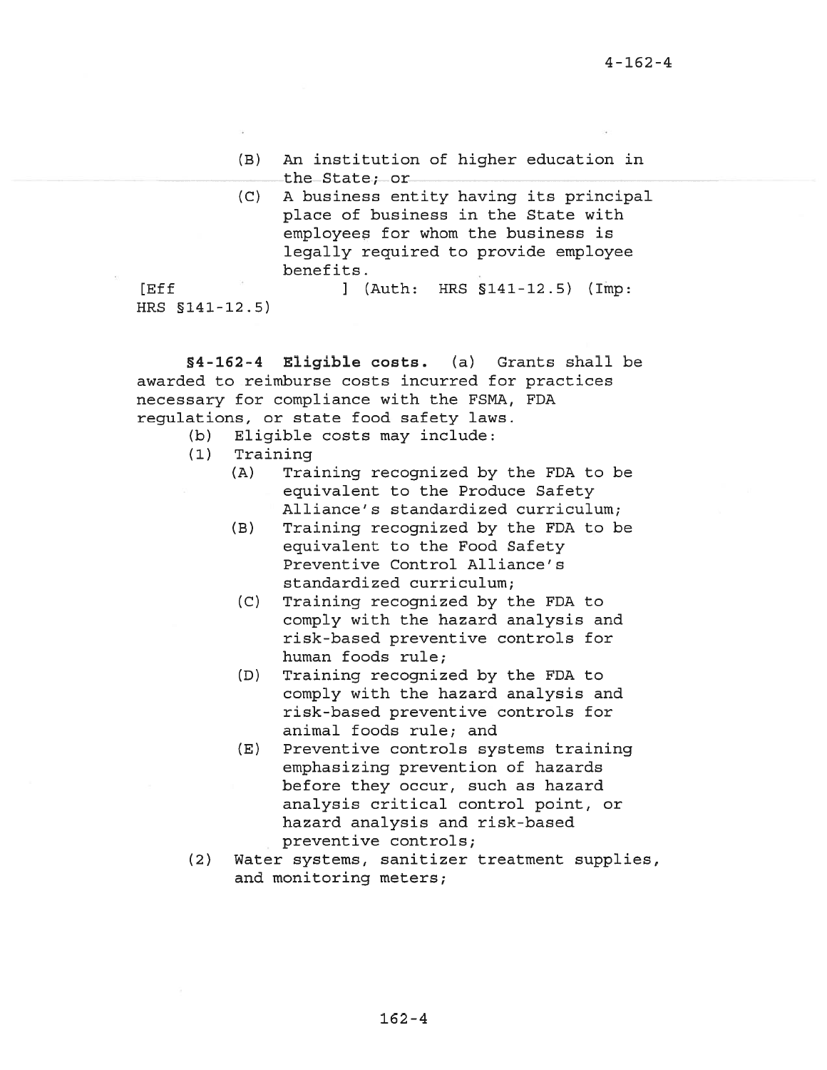(B) An institution of higher education in the State; or

(C) A business entity having its principal place of business in the State with employees for whom the business is legally required to provide employee benefits.

[Eff ] (Auth: HRS §141-12.5) (Imp: HRS §141-12.5)

**§4-162-4 Eligible costs.** (a) Grants shall be awarded to reimburse costs incurred for practices necessary for compliance with the FSMA, FDA regulations, or state food safety laws.

(b) Eligible costs may include:

(1) Training

(A) Training recognized by the FDA to be equivalent to the Produce Safety Alliance's standardized curriculum;

(B) Training recognized by the FDA to be equivalent to the Food Safety Preventive Control Alliance's standardized curriculum;

(C) Training recognized by the FDA to comply with the hazard analysis and risk-based preventive controls for human foods rule;

(D) Training recognized by the FDA to comply with the hazard analysis and risk-based preventive controls for animal foods rule; and

(E) Preventive controls systems training emphasizing prevention of hazards before they occur, such as hazard analysis critical control point, or hazard analysis and risk-based preventive controls;

(2) Water systems, sanitizer treatment supplies, and monitoring meters;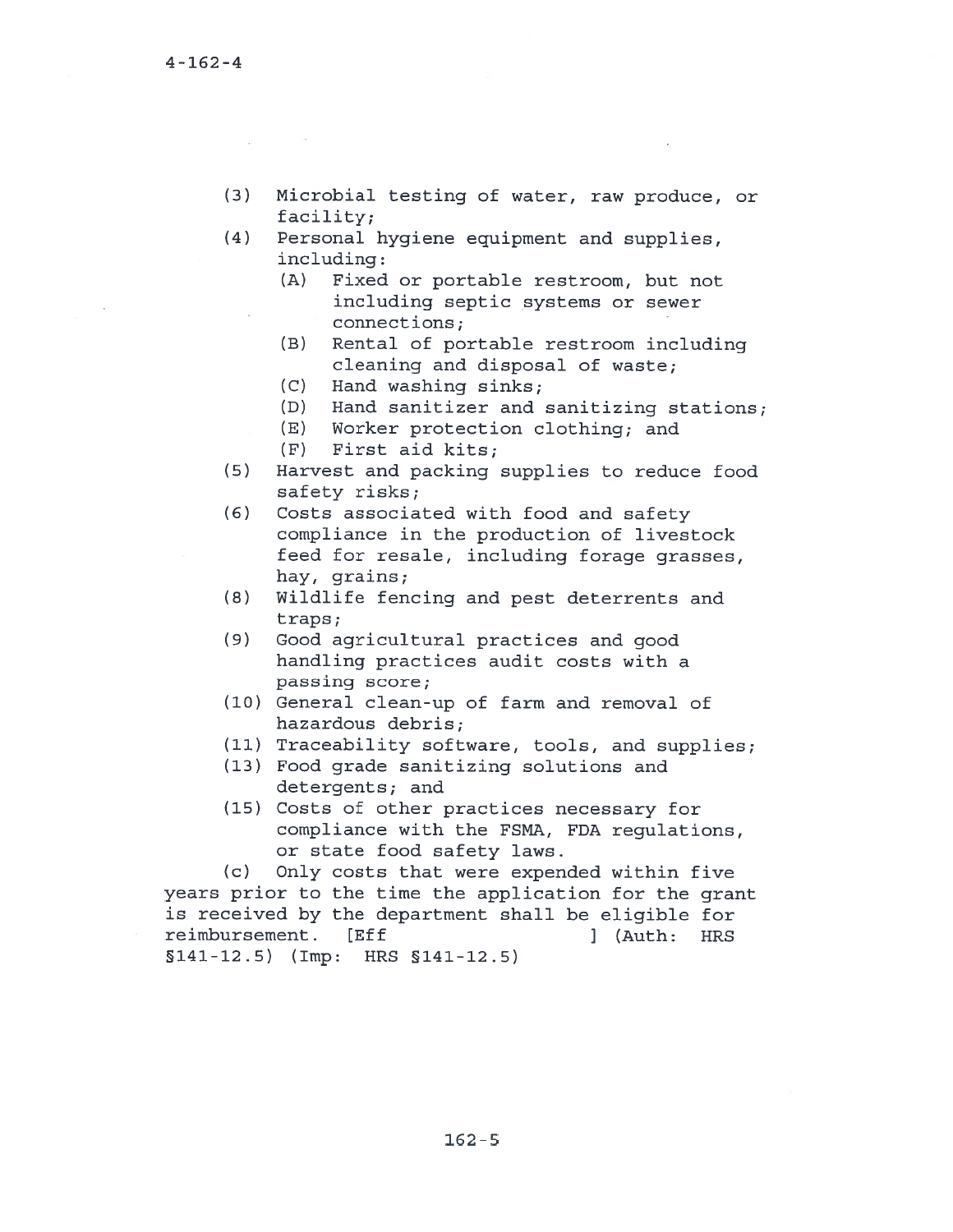(3) Microbial testing of water, raw produce, or facility;

(4) Personal hygiene equipment and supplies, including:

   (A) Fixed or portable restroom, but not including septic systems or sewer connections;

   (B) Rental of portable restroom including cleaning and disposal of waste;

   (C) Hand washing sinks;

   (D) Hand sanitizer and sanitizing stations;

   (E) Worker protection clothing; and

   (F) First aid kits;

(5) Harvest and packing supplies to reduce food safety risks;

(6) Costs associated with food and safety compliance in the production of livestock feed for resale, including forage grasses, hay, grains;

(8) Wildlife fencing and pest deterrents and traps;

(9) Good agricultural practices and good handling practices audit costs with a passing score;

(10) General clean-up of farm and removal of hazardous debris;

(11) Traceability software, tools, and supplies;

(13) Food grade sanitizing solutions and detergents; and

(15) Costs of other practices necessary for compliance with the FSMA, FDA regulations, or state food safety laws.

(c) Only costs that were expended within five years prior to the time the application for the grant is received by the department shall be eligible for reimbursement. [Eff ] (Auth: HRS §141-12.5) (Imp: HRS §141-12.5)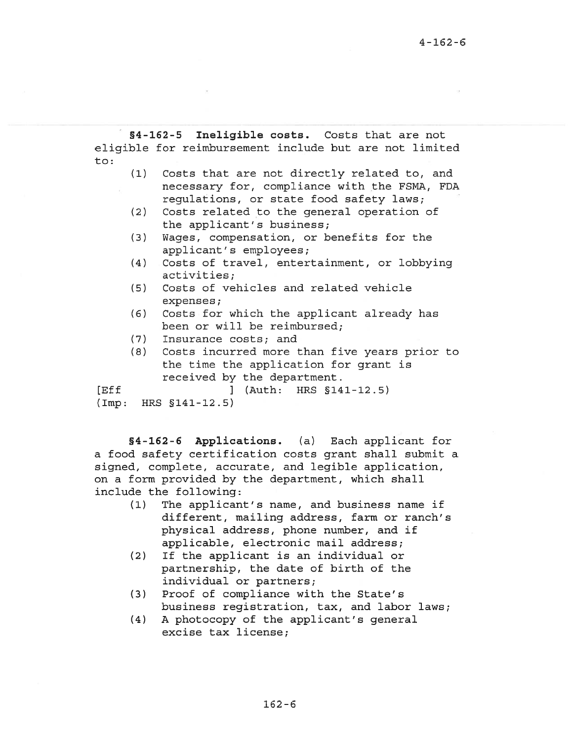**§4-162-5 Ineligible costs.** Costs that are not eligible for reimbursement include but are not limited to:

(1) Costs that are not directly related to, and necessary for, compliance with the FSMA, FDA regulations, or state food safety laws;

(2) Costs related to the general operation of the applicant's business;

(3) Wages, compensation, or benefits for the applicant's employees;

(4) Costs of travel, entertainment, or lobbying activities;

(5) Costs of vehicles and related vehicle expenses;

(6) Costs for which the applicant already has been or will be reimbursed;

(7) Insurance costs; and

(8) Costs incurred more than five years prior to the time the application for grant is received by the department.

[Eff ] (Auth: HRS §141-12.5) (Imp: HRS §141-12.5)

**§4-162-6 Applications.** (a) Each applicant for a food safety certification costs grant shall submit a signed, complete, accurate, and legible application, on a form provided by the department, which shall include the following:

(1) The applicant's name, and business name if different, mailing address, farm or ranch's physical address, phone number, and if applicable, electronic mail address;

(2) If the applicant is an individual or partnership, the date of birth of the individual or partners;

(3) Proof of compliance with the State's business registration, tax, and labor laws;

(4) A photocopy of the applicant's general excise tax license;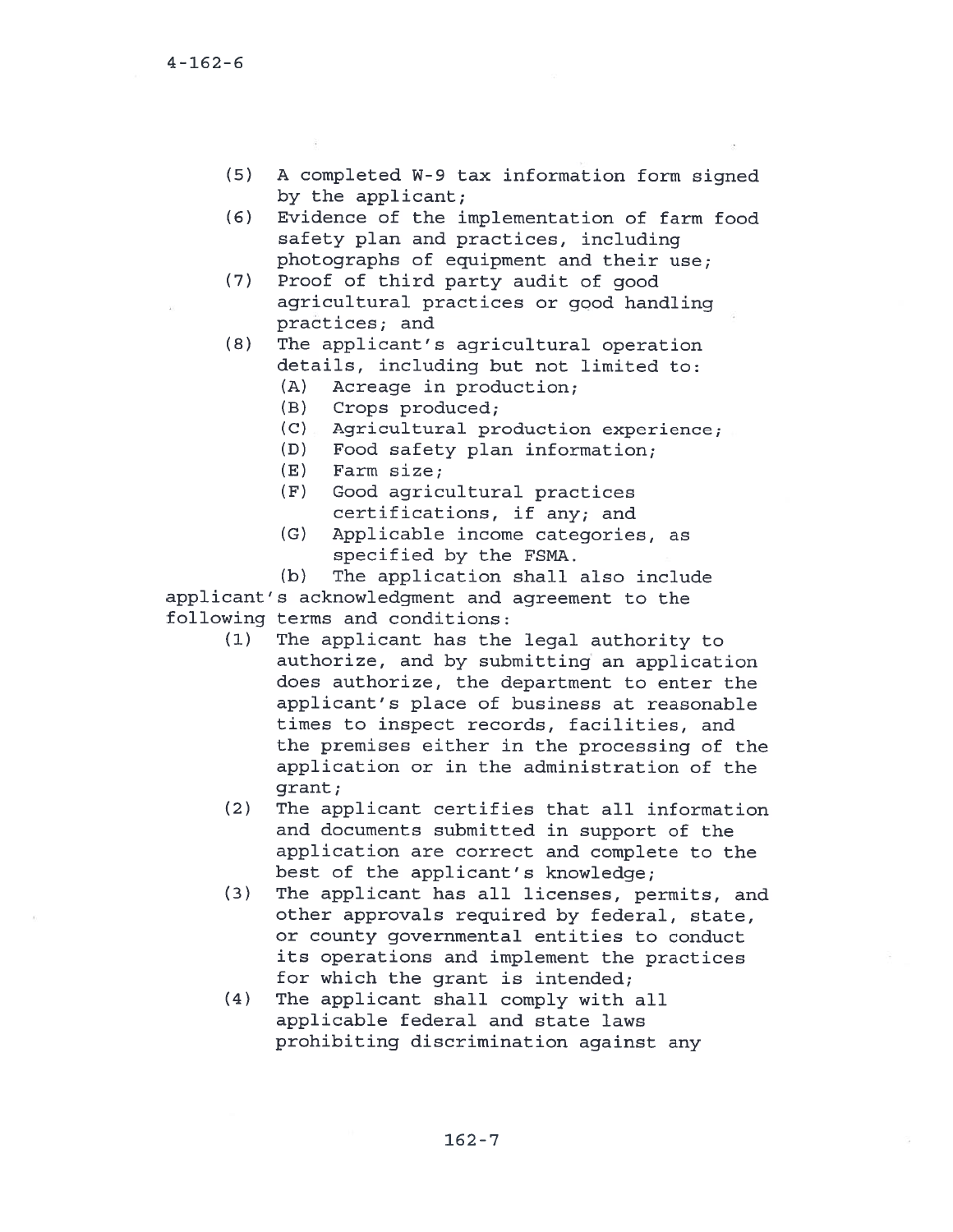(5) A completed W-9 tax information form signed by the applicant;

(6) Evidence of the implementation of farm food safety plan and practices, including photographs of equipment and their use;

(7) Proof of third party audit of good agricultural practices or good handling practices; and

(8) The applicant's agricultural operation details, including but not limited to:

 (A) Acreage in production;

 (B) Crops produced;

 (C) Agricultural production experience;

 (D) Food safety plan information;

 (E) Farm size;

 (F) Good agricultural practices certifications, if any; and

 (G) Applicable income categories, as specified by the FSMA.

(b) The application shall also include applicant's acknowledgment and agreement to the following terms and conditions:

(1) The applicant has the legal authority to authorize, and by submitting an application does authorize, the department to enter the applicant's place of business at reasonable times to inspect records, facilities, and the premises either in the processing of the application or in the administration of the grant;

(2) The applicant certifies that all information and documents submitted in support of the application are correct and complete to the best of the applicant's knowledge;

(3) The applicant has all licenses, permits, and other approvals required by federal, state, or county governmental entities to conduct its operations and implement the practices for which the grant is intended;

(4) The applicant shall comply with all applicable federal and state laws prohibiting discrimination against any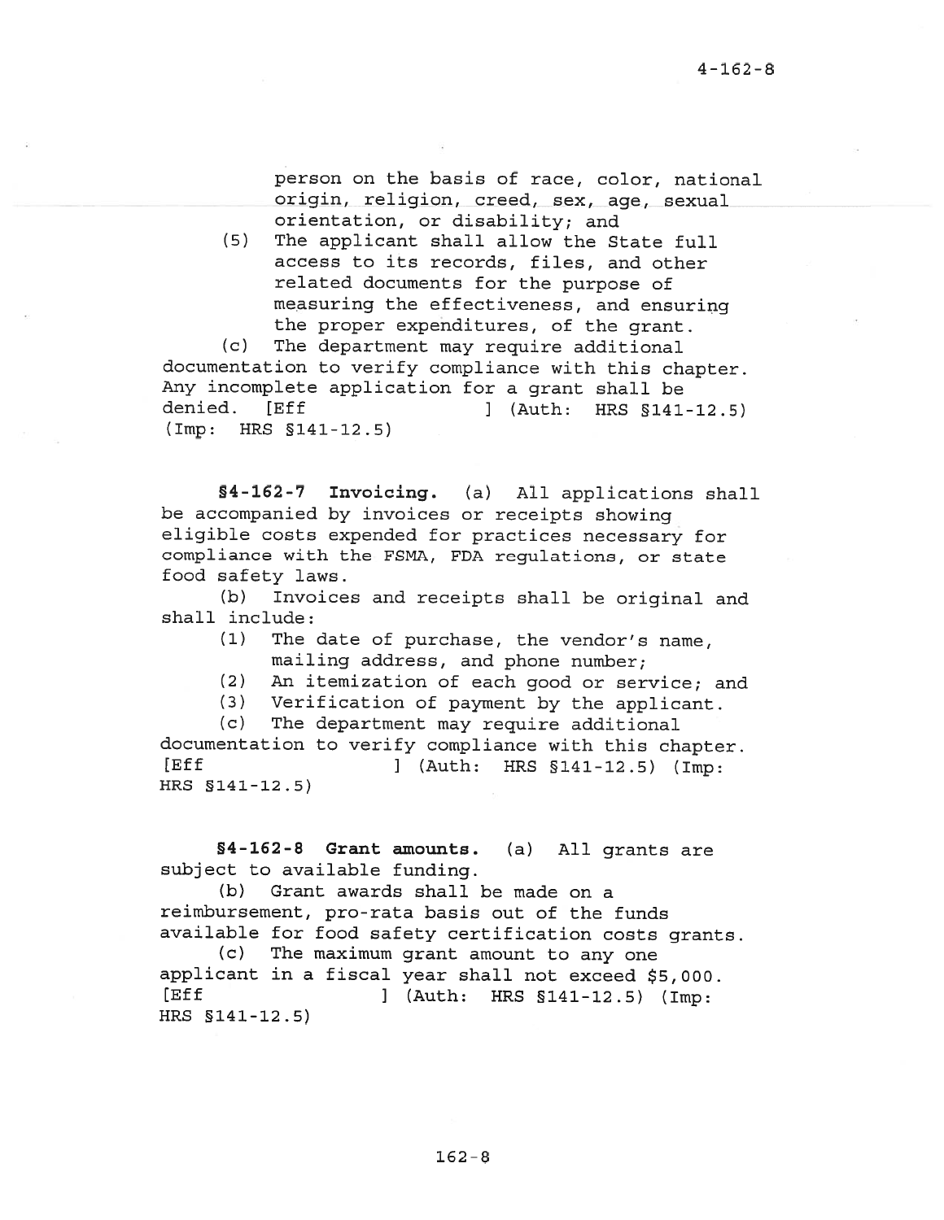person on the basis of race, color, national origin, religion, creed, sex, age, sexual orientation, or disability; and

(5) The applicant shall allow the State full access to its records, files, and other related documents for the purpose of measuring the effectiveness, and ensuring the proper expenditures, of the grant.

(c) The department may require additional documentation to verify compliance with this chapter. Any incomplete application for a grant shall be denied. [Eff ] (Auth: HRS §141-12.5) (Imp: HRS §141-12.5)

**§4-162-7 Invoicing.** (a) All applications shall be accompanied by invoices or receipts showing eligible costs expended for practices necessary for compliance with the FSMA, FDA regulations, or state food safety laws.

(b) Invoices and receipts shall be original and shall include:

(1) The date of purchase, the vendor's name, mailing address, and phone number;
(2) An itemization of each good or service; and
(3) Verification of payment by the applicant.

(c) The department may require additional documentation to verify compliance with this chapter. [Eff ] (Auth: HRS §141-12.5) (Imp: HRS §141-12.5)

**§4-162-8 Grant amounts.** (a) All grants are subject to available funding.

(b) Grant awards shall be made on a reimbursement, pro-rata basis out of the funds available for food safety certification costs grants.

(c) The maximum grant amount to any one applicant in a fiscal year shall not exceed $5,000. [Eff ] (Auth: HRS §141-12.5) (Imp: HRS §141-12.5)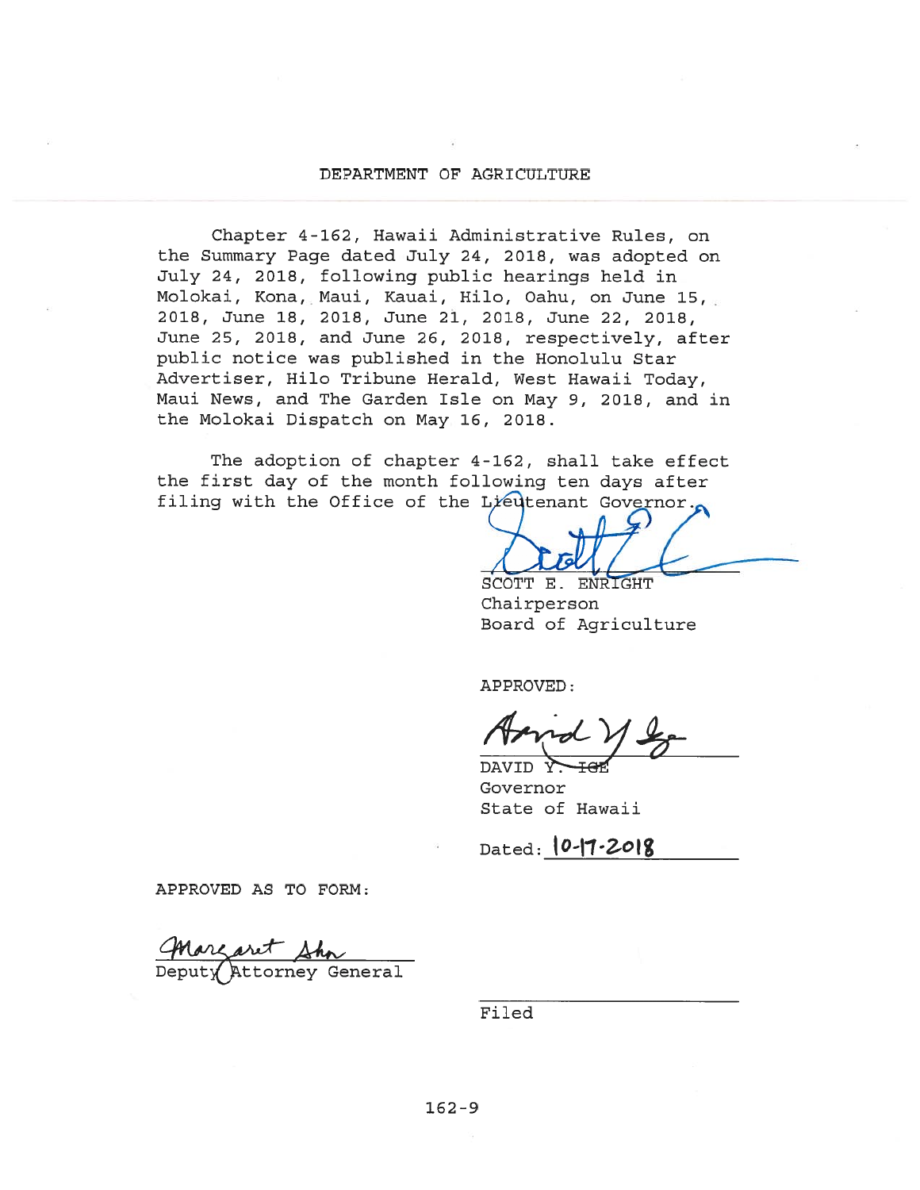DEPARTMENT OF AGRICULTURE

Chapter 4-162, Hawaii Administrative Rules, on the Summary Page dated July 24, 2018, was adopted on July 24, 2018, following public hearings held in Molokai, Kona, Maui, Kauai, Hilo, Oahu, on June 15, 2018, June 18, 2018, June 21, 2018, June 22, 2018, June 25, 2018, and June 26, 2018, respectively, after public notice was published in the Honolulu Star Advertiser, Hilo Tribune Herald, West Hawaii Today, Maui News, and The Garden Isle on May 9, 2018, and in the Molokai Dispatch on May 16, 2018.

The adoption of chapter 4-162, shall take effect the first day of the month following ten days after filing with the Office of the Lieutenant Governor.

SCOTT E. ENRIGHT
Chairperson
Board of Agriculture

APPROVED:

DAVID Y. IGE
Governor
State of Hawaii

Dated: 10-17-2018

APPROVED AS TO FORM:

Margaret Ahn
Deputy Attorney General

Filed